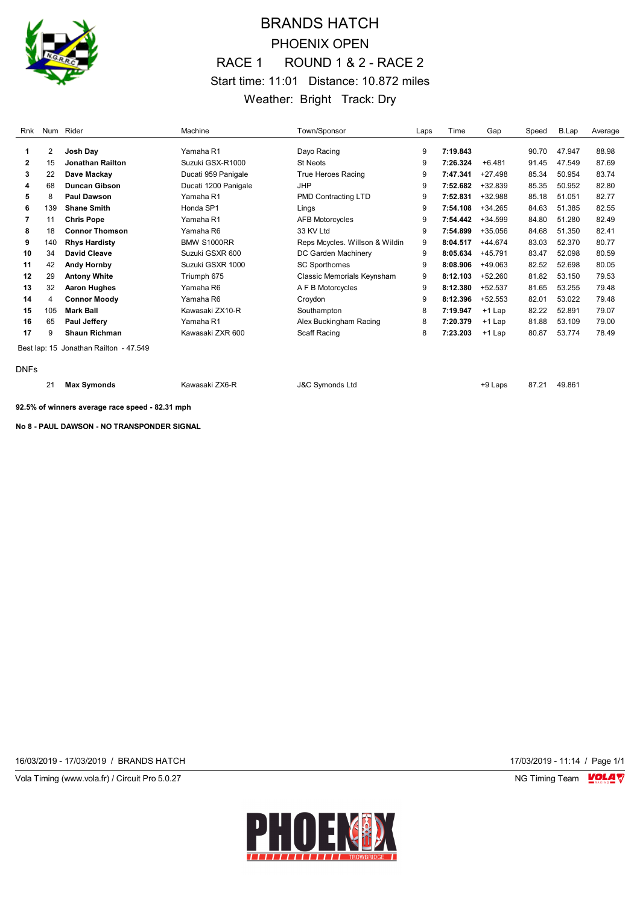# BRANDS HATCH

## PHOENIX OPEN

## RACE 1 ROUND 1 & 2 - RACE 2

Start time: 11:01 Distance: 10.872 miles

Weather: Bright Track: Dry

| Rnk | Num | Rider | Machine | Town/Sponsor | Laps | Time | Gap | Speed | B.Lap | Average |
|---|---|---|---|---|---|---|---|---|---|---|
| 1 | 2 | **Josh Day** | Yamaha R1 | Dayo Racing | 9 | **7:19.843** | | 90.70 | 47.947 | 88.98 |
| 2 | 15 | **Jonathan Railton** | Suzuki GSX-R1000 | St Neots | 9 | **7:26.324** | +6.481 | 91.45 | 47.549 | 87.69 |
| 3 | 22 | **Dave Mackay** | Ducati 959 Panigale | True Heroes Racing | 9 | **7:47.341** | +27.498 | 85.34 | 50.954 | 83.74 |
| 4 | 68 | **Duncan Gibson** | Ducati 1200 Panigale | JHP | 9 | **7:52.682** | +32.839 | 85.35 | 50.952 | 82.80 |
| 5 | 8 | **Paul Dawson** | Yamaha R1 | PMD Contracting LTD | 9 | **7:52.831** | +32.988 | 85.18 | 51.051 | 82.77 |
| 6 | 139 | **Shane Smith** | Honda SP1 | Lings | 9 | **7:54.108** | +34.265 | 84.63 | 51.385 | 82.55 |
| 7 | 11 | **Chris Pope** | Yamaha R1 | AFB Motorcycles | 9 | **7:54.442** | +34.599 | 84.80 | 51.280 | 82.49 |
| 8 | 18 | **Connor Thomson** | Yamaha R6 | 33 KV Ltd | 9 | **7:54.899** | +35.056 | 84.68 | 51.350 | 82.41 |
| 9 | 140 | **Rhys Hardisty** | BMW S1000RR | Reps Mcycles. Willson & Wildin | 9 | **8:04.517** | +44.674 | 83.03 | 52.370 | 80.77 |
| 10 | 34 | **David Cleave** | Suzuki GSXR 600 | DC Garden Machinery | 9 | **8:05.634** | +45.791 | 83.47 | 52.098 | 80.59 |
| 11 | 42 | **Andy Hornby** | Suzuki GSXR 1000 | SC Sporthomes | 9 | **8:08.906** | +49.063 | 82.52 | 52.698 | 80.05 |
| 12 | 29 | **Antony White** | Triumph 675 | Classic Memorials Keynsham | 9 | **8:12.103** | +52.260 | 81.82 | 53.150 | 79.53 |
| 13 | 32 | **Aaron Hughes** | Yamaha R6 | A F B Motorcycles | 9 | **8:12.380** | +52.537 | 81.65 | 53.255 | 79.48 |
| 14 | 4 | **Connor Moody** | Yamaha R6 | Croydon | 9 | **8:12.396** | +52.553 | 82.01 | 53.022 | 79.48 |
| 15 | 105 | **Mark Ball** | Kawasaki ZX10-R | Southampton | 8 | **7:19.947** | +1 Lap | 82.22 | 52.891 | 79.07 |
| 16 | 65 | **Paul Jeffery** | Yamaha R1 | Alex Buckingham Racing | 8 | **7:20.379** | +1 Lap | 81.88 | 53.109 | 79.00 |
| 17 | 9 | **Shaun Richman** | Kawasaki ZXR 600 | Scaff Racing | 8 | **7:23.203** | +1 Lap | 80.87 | 53.774 | 78.49 |

Best lap: 15 Jonathan Railton - 47.549

DNFs

| Rnk | Num | Rider | Machine | Town/Sponsor | Laps | Time | Gap | Speed | B.Lap | Average |
|---|---|---|---|---|---|---|---|---|---|---|
| | 21 | **Max Symonds** | Kawasaki ZX6-R | J&C Symonds Ltd | | | +9 Laps | 87.21 | 49.861 | |

**92.5% of winners average race speed - 82.31 mph**

**No 8 - PAUL DAWSON - NO TRANSPONDER SIGNAL**

16/03/2019 - 17/03/2019 / BRANDS HATCH

17/03/2019 - 11:14

Vola Timing (www.vola.fr) / Circuit Pro 5.0.27

NG Timing Team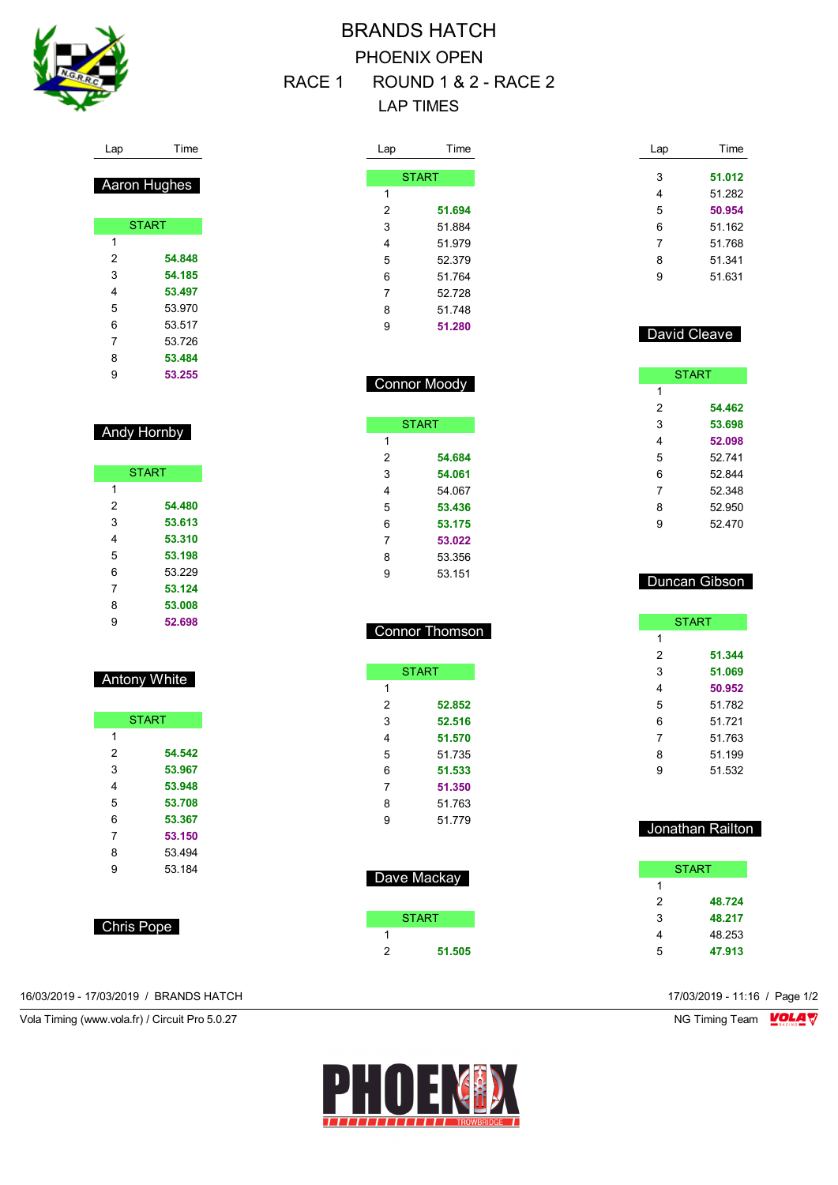# BRANDS HATCH

## PHOENIX OPEN

## RACE 1 ROUND 1 & 2 - RACE 2

## LAP TIMES

### Aaron Hughes

| Lap | Time |
|---|---|
| START | |
| 1 | |
| 2 | **54.848** |
| 3 | **54.185** |
| 4 | **53.497** |
| 5 | 53.970 |
| 6 | 53.517 |
| 7 | 53.726 |
| 8 | **53.484** |
| 9 | **53.255** |

### Andy Hornby

| Lap | Time |
|---|---|
| START | |
| 1 | |
| 2 | **54.480** |
| 3 | **53.613** |
| 4 | **53.310** |
| 5 | **53.198** |
| 6 | 53.229 |
| 7 | **53.124** |
| 8 | **53.008** |
| 9 | **52.698** |

### Antony White

| Lap | Time |
|---|---|
| START | |
| 1 | |
| 2 | **54.542** |
| 3 | **53.967** |
| 4 | **53.948** |
| 5 | **53.708** |
| 6 | **53.367** |
| 7 | **53.150** |
| 8 | 53.494 |
| 9 | 53.184 |

### Chris Pope

| Lap | Time |
|---|---|
| START | |
| 1 | |
| 2 | **51.694** |
| 3 | 51.884 |
| 4 | 51.979 |
| 5 | 52.379 |
| 6 | 51.764 |
| 7 | 52.728 |
| 8 | 51.748 |
| 9 | **51.280** |

### Connor Moody

| Lap | Time |
|---|---|
| START | |
| 1 | |
| 2 | **54.684** |
| 3 | **54.061** |
| 4 | 54.067 |
| 5 | **53.436** |
| 6 | **53.175** |
| 7 | **53.022** |
| 8 | 53.356 |
| 9 | 53.151 |

### Connor Thomson

| Lap | Time |
|---|---|
| START | |
| 1 | |
| 2 | **52.852** |
| 3 | **52.516** |
| 4 | **51.570** |
| 5 | 51.735 |
| 6 | **51.533** |
| 7 | **51.350** |
| 8 | 51.763 |
| 9 | 51.779 |

### Dave Mackay

| Lap | Time |
|---|---|
| START | |
| 1 | |
| 2 | **51.505** |
| 3 | **51.012** |
| 4 | 51.282 |
| 5 | **50.954** |
| 6 | 51.162 |
| 7 | 51.768 |
| 8 | 51.341 |
| 9 | 51.631 |

### David Cleave

| Lap | Time |
|---|---|
| START | |
| 1 | |
| 2 | **54.462** |
| 3 | **53.698** |
| 4 | **52.098** |
| 5 | 52.741 |
| 6 | 52.844 |
| 7 | 52.348 |
| 8 | 52.950 |
| 9 | 52.470 |

### Duncan Gibson

| Lap | Time |
|---|---|
| START | |
| 1 | |
| 2 | **51.344** |
| 3 | **51.069** |
| 4 | **50.952** |
| 5 | 51.782 |
| 6 | 51.721 |
| 7 | 51.763 |
| 8 | 51.199 |
| 9 | 51.532 |

### Jonathan Railton

| Lap | Time |
|---|---|
| START | |
| 1 | |
| 2 | **48.724** |
| 3 | **48.217** |
| 4 | 48.253 |
| 5 | **47.913** |

16/03/2019 - 17/03/2019 / BRANDS HATCH

17/03/2019 - 11:16

Vola Timing (www.vola.fr) / Circuit Pro 5.0.27

NG Timing Team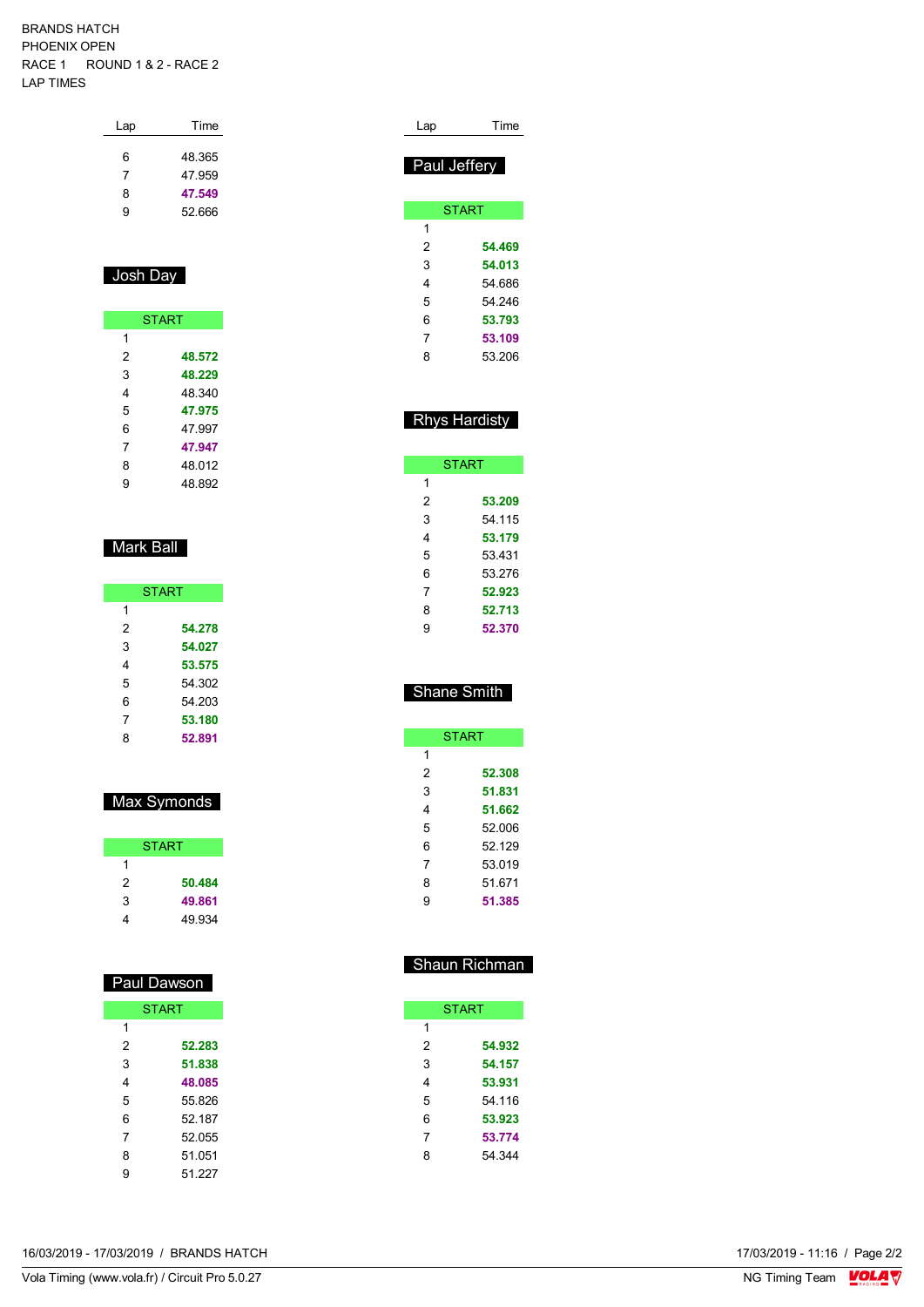BRANDS HATCH
PHOENIX OPEN
RACE 1 ROUND 1 & 2 - RACE 2
LAP TIMES

| Lap | Time |
|---|---|
| 6 | 48.365 |
| 7 | 47.959 |
| 8 | **47.549** |
| 9 | 52.666 |

### Josh Day

| Lap | Time |
|---|---|
| START | |
| 1 | |
| 2 | **48.572** |
| 3 | **48.229** |
| 4 | 48.340 |
| 5 | **47.975** |
| 6 | 47.997 |
| 7 | **47.947** |
| 8 | 48.012 |
| 9 | 48.892 |

### Mark Ball

| Lap | Time |
|---|---|
| START | |
| 1 | |
| 2 | **54.278** |
| 3 | **54.027** |
| 4 | **53.575** |
| 5 | 54.302 |
| 6 | 54.203 |
| 7 | **53.180** |
| 8 | **52.891** |

### Max Symonds

| Lap | Time |
|---|---|
| START | |
| 1 | |
| 2 | **50.484** |
| 3 | **49.861** |
| 4 | 49.934 |

### Paul Dawson

| Lap | Time |
|---|---|
| START | |
| 1 | |
| 2 | **52.283** |
| 3 | **51.838** |
| 4 | **48.085** |
| 5 | 55.826 |
| 6 | 52.187 |
| 7 | 52.055 |
| 8 | 51.051 |
| 9 | 51.227 |

### Paul Jeffery

| Lap | Time |
|---|---|
| START | |
| 1 | |
| 2 | **54.469** |
| 3 | **54.013** |
| 4 | 54.686 |
| 5 | 54.246 |
| 6 | **53.793** |
| 7 | **53.109** |
| 8 | 53.206 |

### Rhys Hardisty

| Lap | Time |
|---|---|
| START | |
| 1 | |
| 2 | **53.209** |
| 3 | 54.115 |
| 4 | **53.179** |
| 5 | 53.431 |
| 6 | 53.276 |
| 7 | **52.923** |
| 8 | **52.713** |
| 9 | **52.370** |

### Shane Smith

| Lap | Time |
|---|---|
| START | |
| 1 | |
| 2 | **52.308** |
| 3 | **51.831** |
| 4 | **51.662** |
| 5 | 52.006 |
| 6 | 52.129 |
| 7 | 53.019 |
| 8 | 51.671 |
| 9 | **51.385** |

### Shaun Richman

| Lap | Time |
|---|---|
| START | |
| 1 | |
| 2 | **54.932** |
| 3 | **54.157** |
| 4 | **53.931** |
| 5 | 54.116 |
| 6 | **53.923** |
| 7 | **53.774** |
| 8 | 54.344 |

16/03/2019 - 17/03/2019 / BRANDS HATCH
Vola Timing (www.vola.fr) / Circuit Pro 5.0.27
17/03/2019 - 11:16
NG Timing Team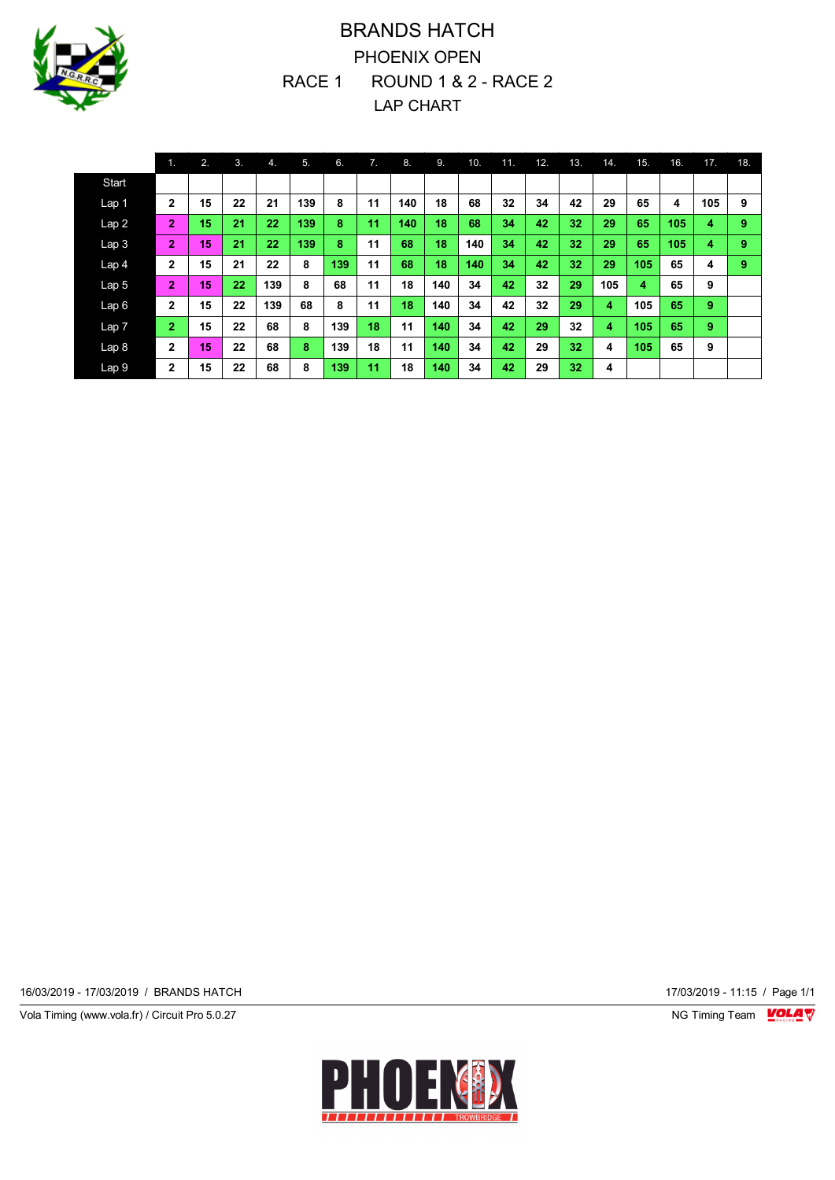# BRANDS HATCH

## PHOENIX OPEN

## RACE 1 ROUND 1 & 2 - RACE 2

## LAP CHART

| | 1. | 2. | 3. | 4. | 5. | 6. | 7. | 8. | 9. | 10. | 11. | 12. | 13. | 14. | 15. | 16. | 17. | 18. |
|---|---|---|---|---|---|---|---|---|---|---|---|---|---|---|---|---|---|---|
| Start | | | | | | | | | | | | | | | | | | |
| Lap 1 | 2 | 15 | 22 | 21 | 139 | 8 | 11 | 140 | 18 | 68 | 32 | 34 | 42 | 29 | 65 | 4 | 105 | 9 |
| Lap 2 | 2 | 15 | 21 | 22 | 139 | 8 | 11 | 140 | 18 | 68 | 34 | 42 | 32 | 29 | 65 | 105 | 4 | 9 |
| Lap 3 | 2 | 15 | 21 | 22 | 139 | 8 | 11 | 68 | 18 | 140 | 34 | 42 | 32 | 29 | 65 | 105 | 4 | 9 |
| Lap 4 | 2 | 15 | 21 | 22 | 8 | 139 | 11 | 68 | 18 | 140 | 34 | 42 | 32 | 29 | 105 | 65 | 4 | 9 |
| Lap 5 | 2 | 15 | 22 | 139 | 8 | 68 | 11 | 18 | 140 | 34 | 42 | 32 | 29 | 105 | 4 | 65 | 9 | |
| Lap 6 | 2 | 15 | 22 | 139 | 68 | 8 | 11 | 18 | 140 | 34 | 42 | 32 | 29 | 4 | 105 | 65 | 9 | |
| Lap 7 | 2 | 15 | 22 | 68 | 8 | 139 | 18 | 11 | 140 | 34 | 42 | 29 | 32 | 4 | 105 | 65 | 9 | |
| Lap 8 | 2 | 15 | 22 | 68 | 8 | 139 | 18 | 11 | 140 | 34 | 42 | 29 | 32 | 4 | 105 | 65 | 9 | |
| Lap 9 | 2 | 15 | 22 | 68 | 8 | 139 | 11 | 18 | 140 | 34 | 42 | 29 | 32 | 4 | | | | |

16/03/2019 - 17/03/2019 / BRANDS HATCH

17/03/2019 - 11:15 / Page 1/1

Vola Timing (www.vola.fr) / Circuit Pro 5.0.27

NG Timing Team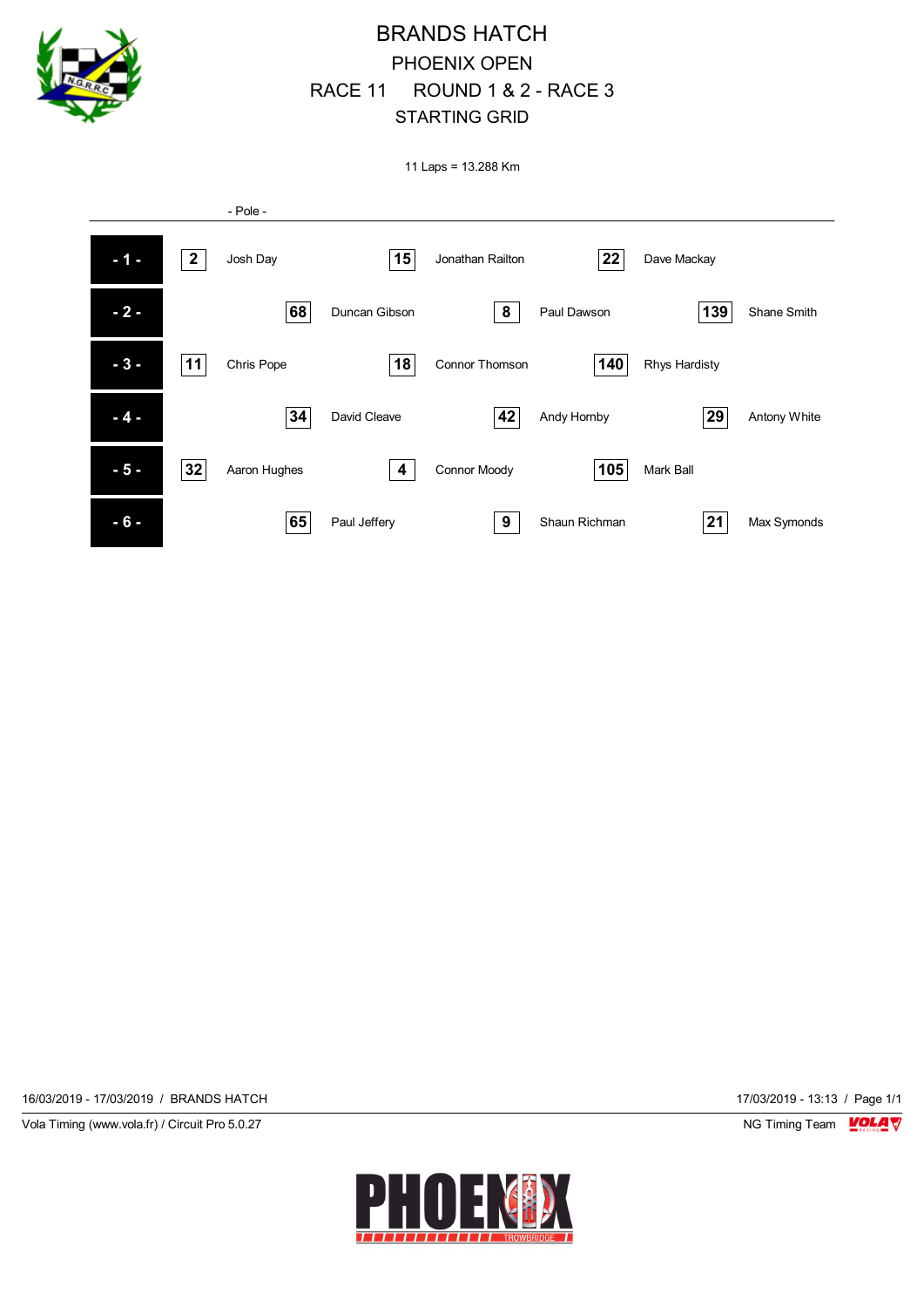# BRANDS HATCH

## PHOENIX OPEN

## RACE 11 ROUND 1 & 2 - RACE 3

## STARTING GRID

11 Laps = 13.288 Km

- Pole -

| Row | No. | Driver | No. | Driver | No. | Driver |
|---|---|---|---|---|---|---|
| - 1 - | 2 | Josh Day | 15 | Jonathan Railton | 22 | Dave Mackay |
| - 2 - | 68 | Duncan Gibson | 8 | Paul Dawson | 139 | Shane Smith |
| - 3 - | 11 | Chris Pope | 18 | Connor Thomson | 140 | Rhys Hardisty |
| - 4 - | 34 | David Cleave | 42 | Andy Hornby | 29 | Antony White |
| - 5 - | 32 | Aaron Hughes | 4 | Connor Moody | 105 | Mark Ball |
| - 6 - | 65 | Paul Jeffery | 9 | Shaun Richman | 21 | Max Symonds |

16/03/2019 - 17/03/2019 / BRANDS HATCH

17/03/2019 - 13:13

Vola Timing (www.vola.fr) / Circuit Pro 5.0.27

NG Timing Team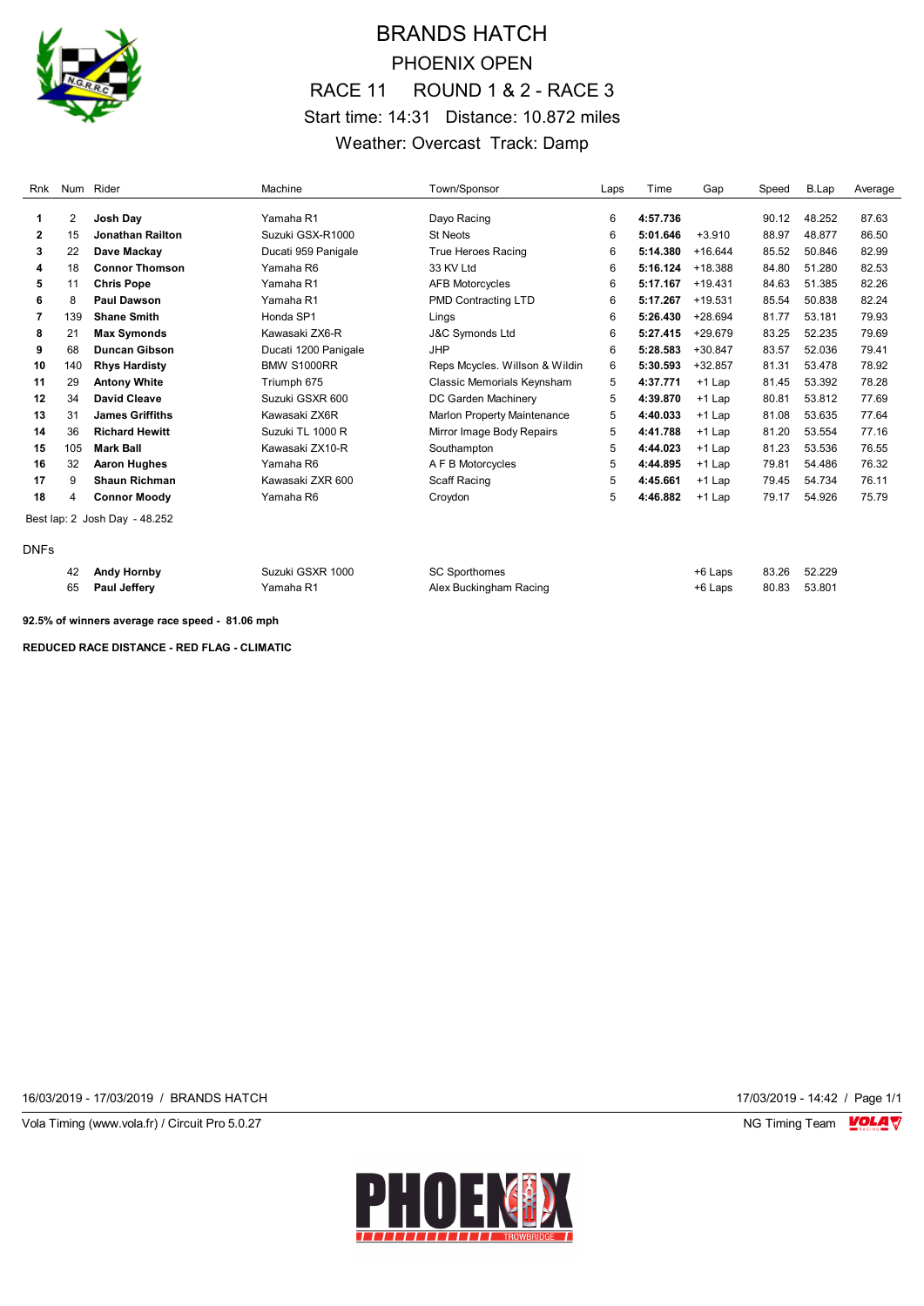# BRANDS HATCH

## PHOENIX OPEN

## RACE 11 ROUND 1 & 2 - RACE 3

Start time: 14:31 Distance: 10.872 miles

Weather: Overcast Track: Damp

| Rnk | Num | Rider | Machine | Town/Sponsor | Laps | Time | Gap | Speed | B.Lap | Average |
|---|---|---|---|---|---|---|---|---|---|---|
| **1** | 2 | **Josh Day** | Yamaha R1 | Dayo Racing | 6 | **4:57.736** | | 90.12 | 48.252 | 87.63 |
| **2** | 15 | **Jonathan Railton** | Suzuki GSX-R1000 | St Neots | 6 | **5:01.646** | +3.910 | 88.97 | 48.877 | 86.50 |
| **3** | 22 | **Dave Mackay** | Ducati 959 Panigale | True Heroes Racing | 6 | **5:14.380** | +16.644 | 85.52 | 50.846 | 82.99 |
| **4** | 18 | **Connor Thomson** | Yamaha R6 | 33 KV Ltd | 6 | **5:16.124** | +18.388 | 84.80 | 51.280 | 82.53 |
| **5** | 11 | **Chris Pope** | Yamaha R1 | AFB Motorcycles | 6 | **5:17.167** | +19.431 | 84.63 | 51.385 | 82.26 |
| **6** | 8 | **Paul Dawson** | Yamaha R1 | PMD Contracting LTD | 6 | **5:17.267** | +19.531 | 85.54 | 50.838 | 82.24 |
| **7** | 139 | **Shane Smith** | Honda SP1 | Lings | 6 | **5:26.430** | +28.694 | 81.77 | 53.181 | 79.93 |
| **8** | 21 | **Max Symonds** | Kawasaki ZX6-R | J&C Symonds Ltd | 6 | **5:27.415** | +29.679 | 83.25 | 52.235 | 79.69 |
| **9** | 68 | **Duncan Gibson** | Ducati 1200 Panigale | JHP | 6 | **5:28.583** | +30.847 | 83.57 | 52.036 | 79.41 |
| **10** | 140 | **Rhys Hardisty** | BMW S1000RR | Reps Mcycles. Willson & Wildin | 6 | **5:30.593** | +32.857 | 81.31 | 53.478 | 78.92 |
| **11** | 29 | **Antony White** | Triumph 675 | Classic Memorials Keynsham | 5 | **4:37.771** | +1 Lap | 81.45 | 53.392 | 78.28 |
| **12** | 34 | **David Cleave** | Suzuki GSXR 600 | DC Garden Machinery | 5 | **4:39.870** | +1 Lap | 80.81 | 53.812 | 77.69 |
| **13** | 31 | **James Griffiths** | Kawasaki ZX6R | Marlon Property Maintenance | 5 | **4:40.033** | +1 Lap | 81.08 | 53.635 | 77.64 |
| **14** | 36 | **Richard Hewitt** | Suzuki TL 1000 R | Mirror Image Body Repairs | 5 | **4:41.788** | +1 Lap | 81.20 | 53.554 | 77.16 |
| **15** | 105 | **Mark Ball** | Kawasaki ZX10-R | Southampton | 5 | **4:44.023** | +1 Lap | 81.23 | 53.536 | 76.55 |
| **16** | 32 | **Aaron Hughes** | Yamaha R6 | A F B Motorcycles | 5 | **4:44.895** | +1 Lap | 79.81 | 54.486 | 76.32 |
| **17** | 9 | **Shaun Richman** | Kawasaki ZXR 600 | Scaff Racing | 5 | **4:45.661** | +1 Lap | 79.45 | 54.734 | 76.11 |
| **18** | 4 | **Connor Moody** | Yamaha R6 | Croydon | 5 | **4:46.882** | +1 Lap | 79.17 | 54.926 | 75.79 |

Best lap: 2 Josh Day - 48.252

DNFs

| Rnk | Num | Rider | Machine | Town/Sponsor | Laps | Time | Gap | Speed | B.Lap | Average |
|---|---|---|---|---|---|---|---|---|---|---|
| | 42 | **Andy Hornby** | Suzuki GSXR 1000 | SC Sporthomes | | | +6 Laps | 83.26 | 52.229 | |
| | 65 | **Paul Jeffery** | Yamaha R1 | Alex Buckingham Racing | | | +6 Laps | 80.83 | 53.801 | |

**92.5% of winners average race speed - 81.06 mph**

**REDUCED RACE DISTANCE - RED FLAG - CLIMATIC**

16/03/2019 - 17/03/2019 / BRANDS HATCH 17/03/2019 - 14:42

Vola Timing (www.vola.fr) / Circuit Pro 5.0.27 NG Timing Team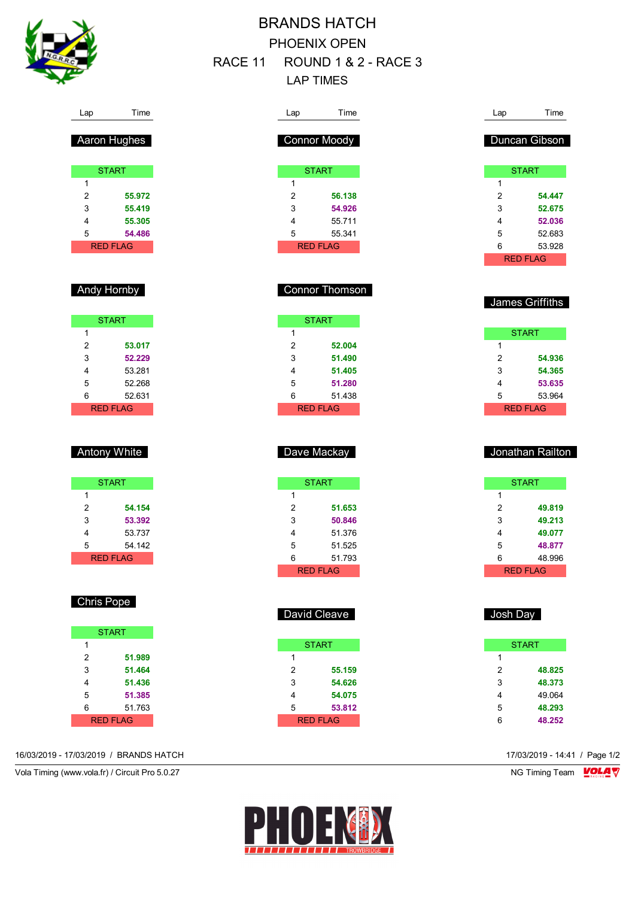# BRANDS HATCH

## PHOENIX OPEN

## RACE 11 ROUND 1 & 2 - RACE 3

## LAP TIMES

### Aaron Hughes

| Lap | Time |
|---|---|
| START | |
| 1 | |
| 2 | **55.972** |
| 3 | **55.419** |
| 4 | **55.305** |
| 5 | **54.486** |
| RED FLAG | |

### Andy Hornby

| Lap | Time |
|---|---|
| START | |
| 1 | |
| 2 | **53.017** |
| 3 | **52.229** |
| 4 | 53.281 |
| 5 | 52.268 |
| 6 | 52.631 |
| RED FLAG | |

### Antony White

| Lap | Time |
|---|---|
| START | |
| 1 | |
| 2 | **54.154** |
| 3 | **53.392** |
| 4 | 53.737 |
| 5 | 54.142 |
| RED FLAG | |

### Chris Pope

| Lap | Time |
|---|---|
| START | |
| 1 | |
| 2 | **51.989** |
| 3 | **51.464** |
| 4 | **51.436** |
| 5 | **51.385** |
| 6 | 51.763 |
| RED FLAG | |

### Connor Moody

| Lap | Time |
|---|---|
| START | |
| 1 | |
| 2 | **56.138** |
| 3 | **54.926** |
| 4 | 55.711 |
| 5 | 55.341 |
| RED FLAG | |

### Connor Thomson

| Lap | Time |
|---|---|
| START | |
| 1 | |
| 2 | **52.004** |
| 3 | **51.490** |
| 4 | **51.405** |
| 5 | **51.280** |
| 6 | 51.438 |
| RED FLAG | |

### Dave Mackay

| Lap | Time |
|---|---|
| START | |
| 1 | |
| 2 | **51.653** |
| 3 | **50.846** |
| 4 | 51.376 |
| 5 | 51.525 |
| 6 | 51.793 |
| RED FLAG | |

### David Cleave

| Lap | Time |
|---|---|
| START | |
| 1 | |
| 2 | **55.159** |
| 3 | **54.626** |
| 4 | **54.075** |
| 5 | **53.812** |
| RED FLAG | |

### Duncan Gibson

| Lap | Time |
|---|---|
| START | |
| 1 | |
| 2 | **54.447** |
| 3 | **52.675** |
| 4 | **52.036** |
| 5 | 52.683 |
| 6 | 53.928 |
| RED FLAG | |

### James Griffiths

| Lap | Time |
|---|---|
| START | |
| 1 | |
| 2 | **54.936** |
| 3 | **54.365** |
| 4 | **53.635** |
| 5 | 53.964 |
| RED FLAG | |

### Jonathan Railton

| Lap | Time |
|---|---|
| START | |
| 1 | |
| 2 | **49.819** |
| 3 | **49.213** |
| 4 | **49.077** |
| 5 | **48.877** |
| 6 | 48.996 |
| RED FLAG | |

### Josh Day

| Lap | Time |
|---|---|
| START | |
| 1 | |
| 2 | **48.825** |
| 3 | **48.373** |
| 4 | 49.064 |
| 5 | **48.293** |
| 6 | **48.252** |

16/03/2019 - 17/03/2019 / BRANDS HATCH

17/03/2019 - 14:41

Vola Timing (www.vola.fr) / Circuit Pro 5.0.27

NG Timing Team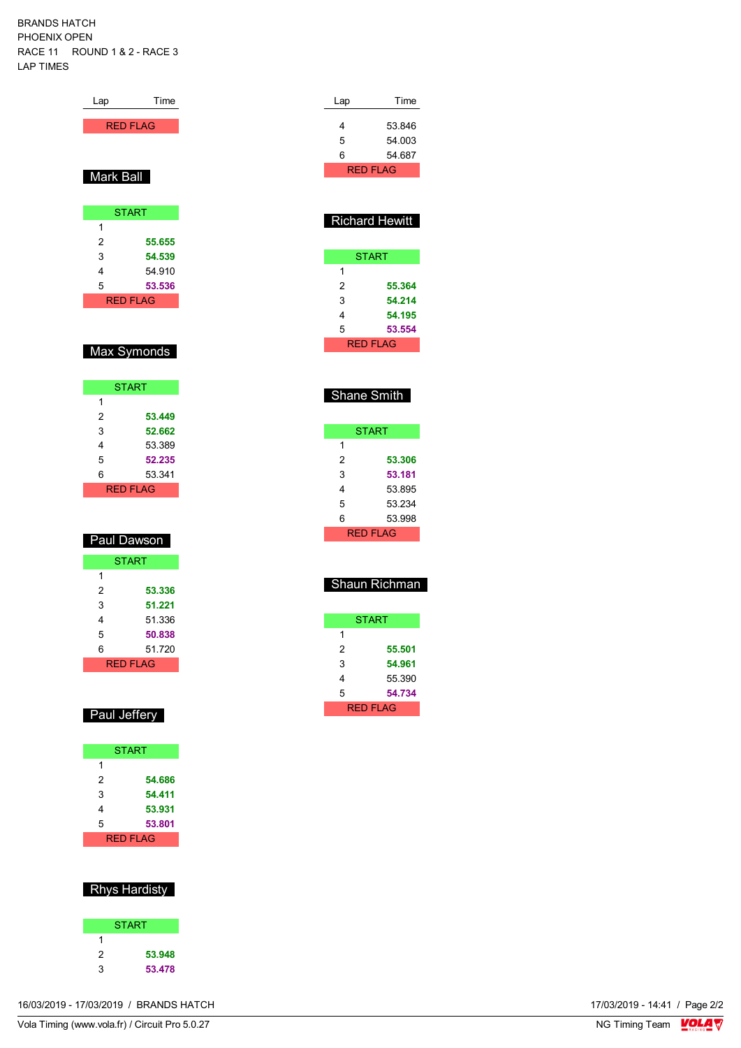BRANDS HATCH
PHOENIX OPEN
RACE 11 ROUND 1 & 2 - RACE 3
LAP TIMES

| Lap | Time |
|---|---|
| RED FLAG | |

## Mark Ball

| Lap | Time |
|---|---|
| START | |
| 1 | |
| 2 | **55.655** |
| 3 | **54.539** |
| 4 | 54.910 |
| 5 | **53.536** |
| RED FLAG | |

## Max Symonds

| Lap | Time |
|---|---|
| START | |
| 1 | |
| 2 | **53.449** |
| 3 | **52.662** |
| 4 | 53.389 |
| 5 | **52.235** |
| 6 | 53.341 |
| RED FLAG | |

## Paul Dawson

| Lap | Time |
|---|---|
| START | |
| 1 | |
| 2 | **53.336** |
| 3 | **51.221** |
| 4 | 51.336 |
| 5 | **50.838** |
| 6 | 51.720 |
| RED FLAG | |

## Paul Jeffery

| Lap | Time |
|---|---|
| START | |
| 1 | |
| 2 | **54.686** |
| 3 | **54.411** |
| 4 | **53.931** |
| 5 | **53.801** |
| RED FLAG | |

## Rhys Hardisty

| Lap | Time |
|---|---|
| START | |
| 1 | |
| 2 | **53.948** |
| 3 | **53.478** |
| 4 | 53.846 |
| 5 | 54.003 |
| 6 | 54.687 |
| RED FLAG | |

## Richard Hewitt

| Lap | Time |
|---|---|
| START | |
| 1 | |
| 2 | **55.364** |
| 3 | **54.214** |
| 4 | **54.195** |
| 5 | **53.554** |
| RED FLAG | |

## Shane Smith

| Lap | Time |
|---|---|
| START | |
| 1 | |
| 2 | **53.306** |
| 3 | **53.181** |
| 4 | 53.895 |
| 5 | 53.234 |
| 6 | 53.998 |
| RED FLAG | |

## Shaun Richman

| Lap | Time |
|---|---|
| START | |
| 1 | |
| 2 | **55.501** |
| 3 | **54.961** |
| 4 | 55.390 |
| 5 | **54.734** |
| RED FLAG | |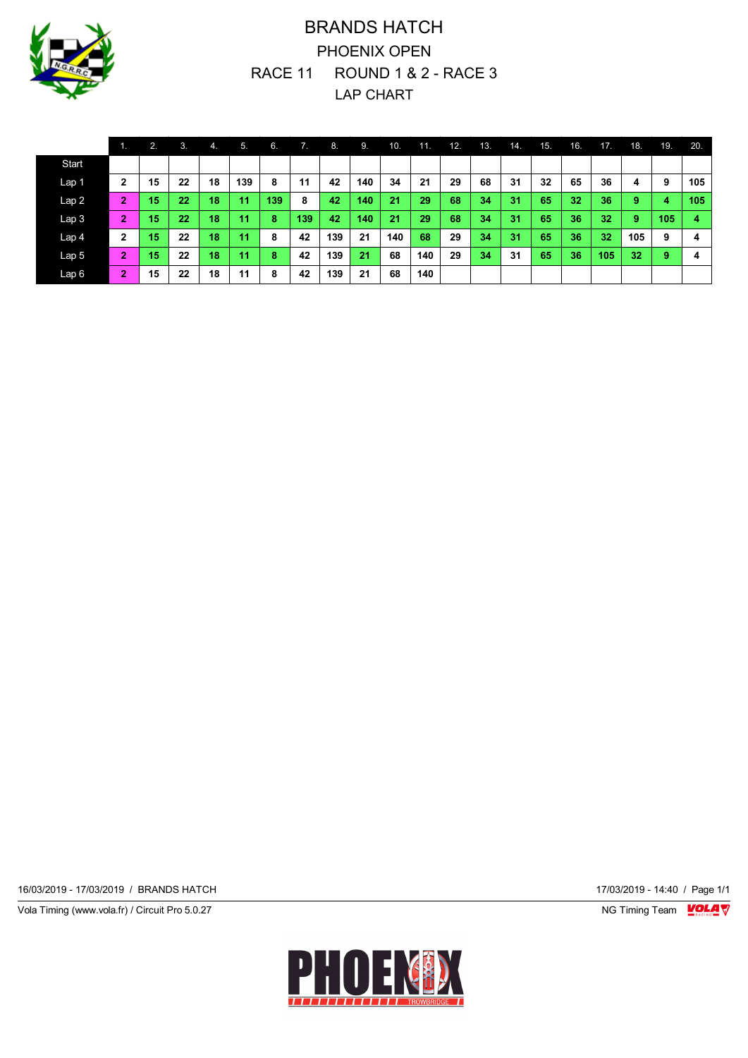# BRANDS HATCH

PHOENIX OPEN

RACE 11 ROUND 1 & 2 - RACE 3

LAP CHART

| | 1. | 2. | 3. | 4. | 5. | 6. | 7. | 8. | 9. | 10. | 11. | 12. | 13. | 14. | 15. | 16. | 17. | 18. | 19. | 20. |
|---|---|---|---|---|---|---|---|---|---|---|---|---|---|---|---|---|---|---|---|---|
| Start | | | | | | | | | | | | | | | | | | | | |
| Lap 1 | 2 | 15 | 22 | 18 | 139 | 8 | 11 | 42 | 140 | 34 | 21 | 29 | 68 | 31 | 32 | 65 | 36 | 4 | 9 | 105 |
| Lap 2 | 2 | 15 | 22 | 18 | 11 | 139 | 8 | 42 | 140 | 21 | 29 | 68 | 34 | 31 | 65 | 32 | 36 | 9 | 4 | 105 |
| Lap 3 | 2 | 15 | 22 | 18 | 11 | 8 | 139 | 42 | 140 | 21 | 29 | 68 | 34 | 31 | 65 | 36 | 32 | 9 | 105 | 4 |
| Lap 4 | 2 | 15 | 22 | 18 | 11 | 8 | 42 | 139 | 21 | 140 | 68 | 29 | 34 | 31 | 65 | 36 | 32 | 105 | 9 | 4 |
| Lap 5 | 2 | 15 | 22 | 18 | 11 | 8 | 42 | 139 | 21 | 68 | 140 | 29 | 34 | 31 | 65 | 36 | 105 | 32 | 9 | 4 |
| Lap 6 | 2 | 15 | 22 | 18 | 11 | 8 | 42 | 139 | 21 | 68 | 140 | | | | | | | | | |

16/03/2019 - 17/03/2019 / BRANDS HATCH

17/03/2019 - 14:40

Vola Timing (www.vola.fr) / Circuit Pro 5.0.27

NG Timing Team